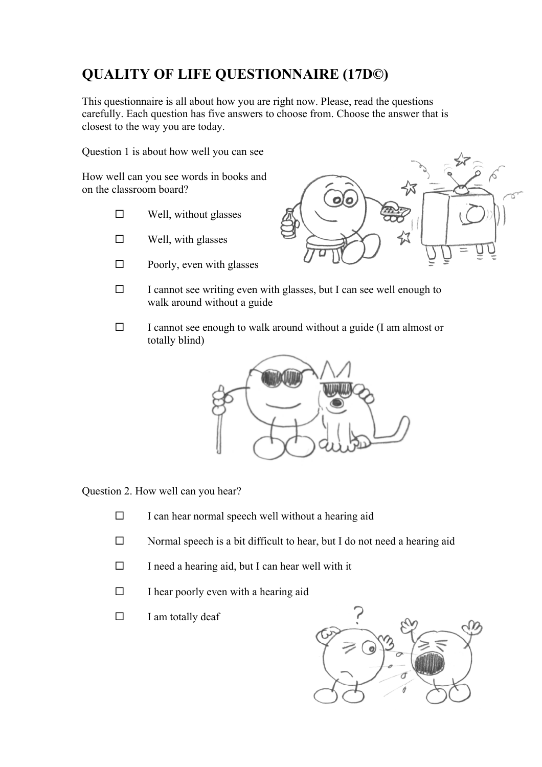# QUALITY OF LIFE QUESTIONNAIRE (17D©)

This questionnaire is all about how you are right now. Please, read the questions carefully. Each question has five answers to choose from. Choose the answer that is closest to the way you are today.

Question 1 is about how well you can see

How well can you see words in books and on the classroom board?

- ☐ Well, without glasses
- ☐ Well, with glasses
- ☐ Poorly, even with glasses
- ☐ I cannot see writing even with glasses, but I can see well enough to walk around without a guide
- ☐ I cannot see enough to walk around without a guide (I am almost or totally blind)

Question 2. How well can you hear?

- ☐ I can hear normal speech well without a hearing aid
- ☐ Normal speech is a bit difficult to hear, but I do not need a hearing aid
- ☐ I need a hearing aid, but I can hear well with it
- ☐ I hear poorly even with a hearing aid
- ☐ I am totally deaf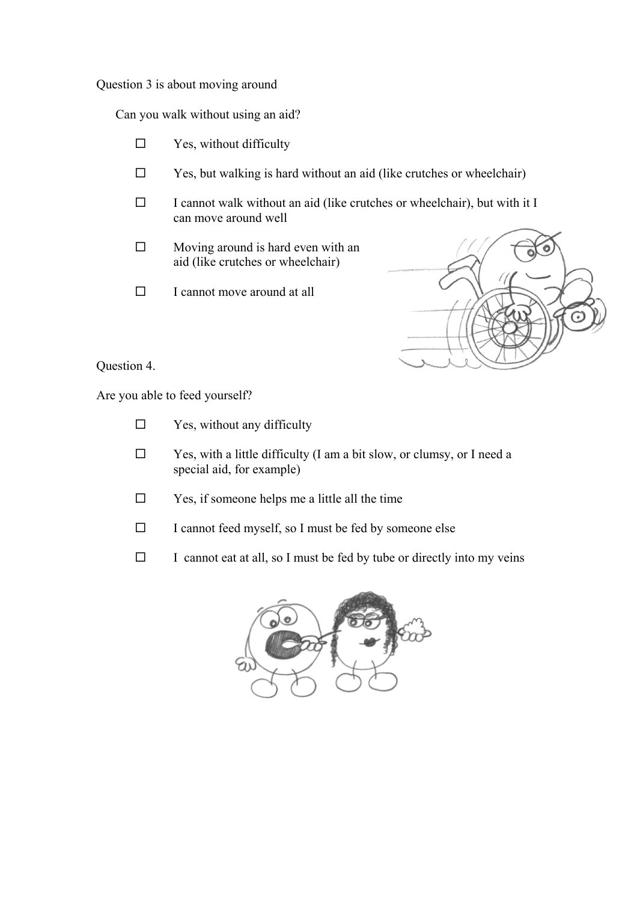Question 3 is about moving around

Can you walk without using an aid?

- ☐ Yes, without difficulty
- ☐ Yes, but walking is hard without an aid (like crutches or wheelchair)
- ☐ I cannot walk without an aid (like crutches or wheelchair), but with it I can move around well
- ☐ Moving around is hard even with an aid (like crutches or wheelchair)
- ☐ I cannot move around at all

Question 4.

Are you able to feed yourself?

- ☐ Yes, without any difficulty
- ☐ Yes, with a little difficulty (I am a bit slow, or clumsy, or I need a special aid, for example)
- ☐ Yes, if someone helps me a little all the time
- ☐ I cannot feed myself, so I must be fed by someone else
- ☐ I cannot eat at all, so I must be fed by tube or directly into my veins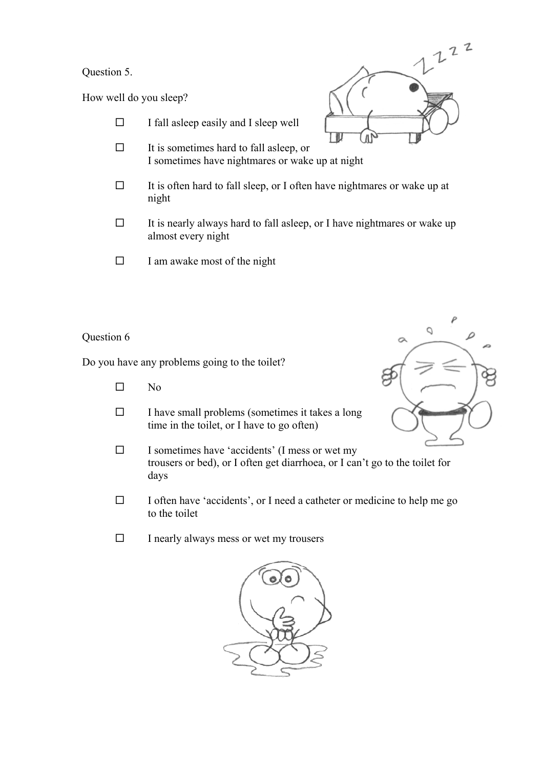Question 5.

How well do you sleep?

- ☐ I fall asleep easily and I sleep well
- ☐ It is sometimes hard to fall asleep, or I sometimes have nightmares or wake up at night
- ☐ It is often hard to fall sleep, or I often have nightmares or wake up at night
- ☐ It is nearly always hard to fall asleep, or I have nightmares or wake up almost every night
- ☐ I am awake most of the night

Question 6

Do you have any problems going to the toilet?

- ☐ No
- ☐ I have small problems (sometimes it takes a long time in the toilet, or I have to go often)
- ☐ I sometimes have 'accidents' (I mess or wet my trousers or bed), or I often get diarrhoea, or I can't go to the toilet for days
- ☐ I often have 'accidents', or I need a catheter or medicine to help me go to the toilet
- ☐ I nearly always mess or wet my trousers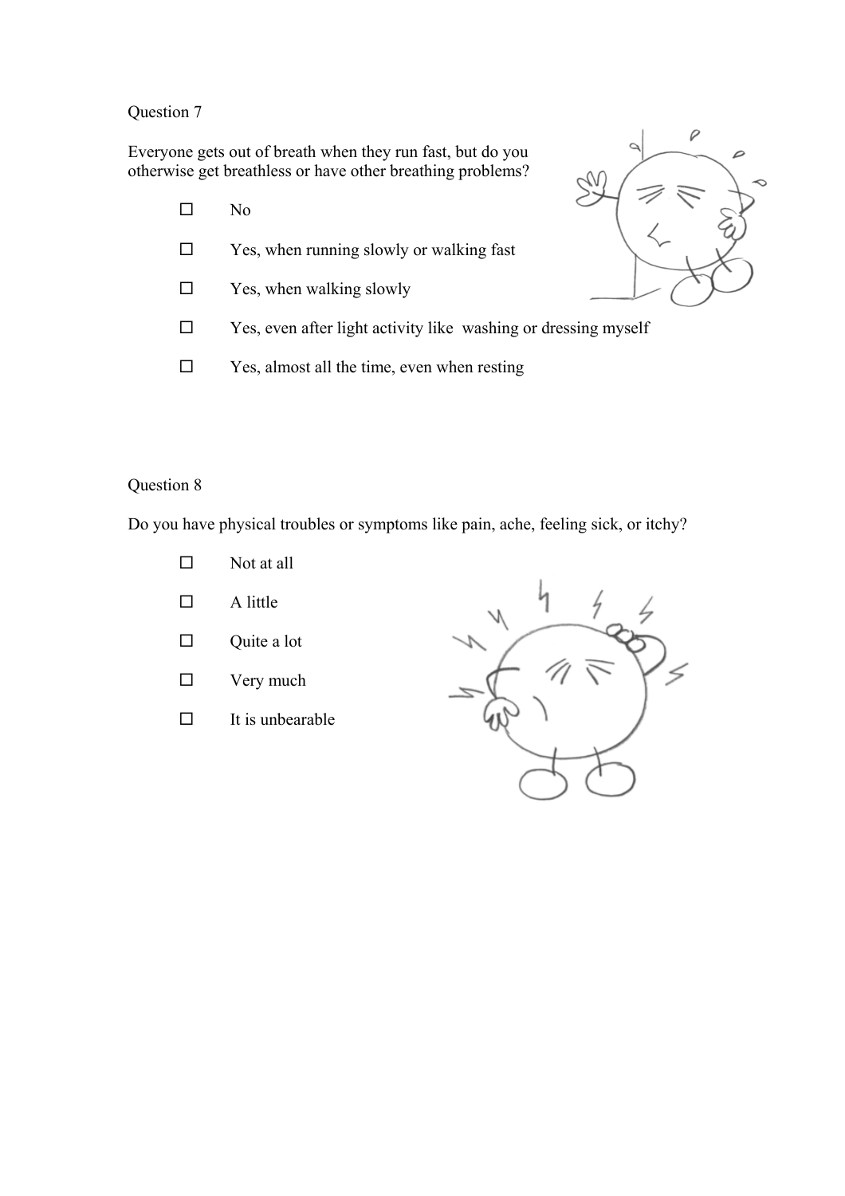Question 7

Everyone gets out of breath when they run fast, but do you otherwise get breathless or have other breathing problems?

- ☐ No
- ☐ Yes, when running slowly or walking fast
- ☐ Yes, when walking slowly
- ☐ Yes, even after light activity like washing or dressing myself
- ☐ Yes, almost all the time, even when resting

Question 8

Do you have physical troubles or symptoms like pain, ache, feeling sick, or itchy?

- ☐ Not at all
- ☐ A little
- ☐ Quite a lot
- ☐ Very much
- ☐ It is unbearable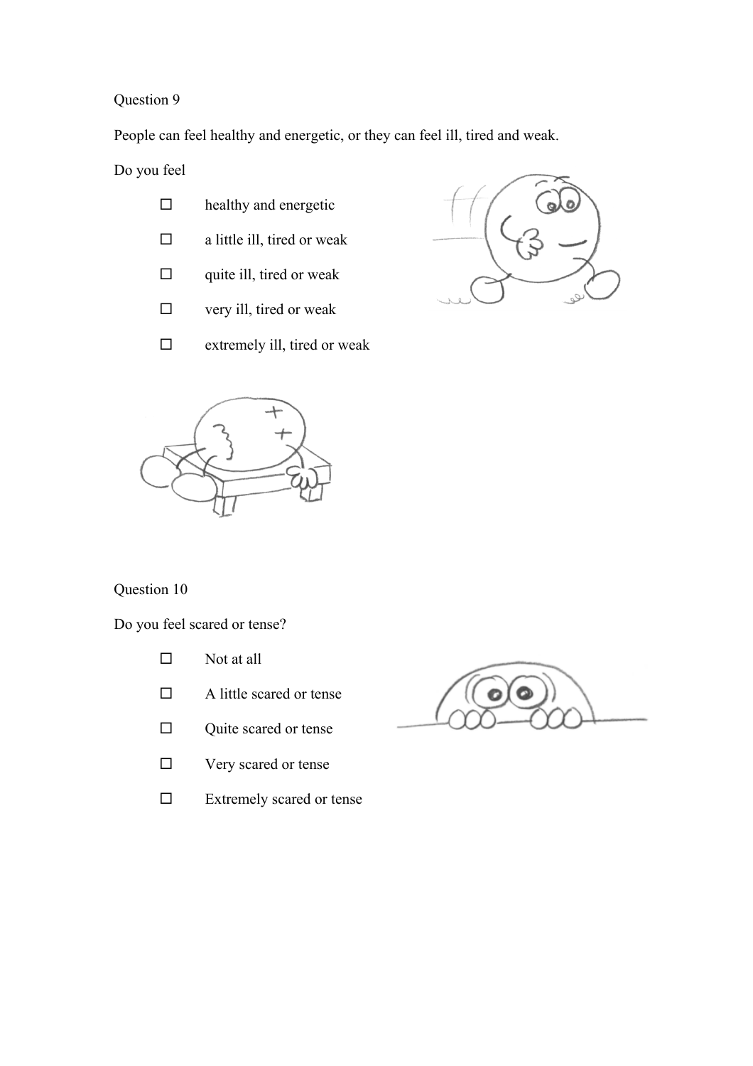Question 9

People can feel healthy and energetic, or they can feel ill, tired and weak.

Do you feel

- ☐ healthy and energetic
- ☐ a little ill, tired or weak
- ☐ quite ill, tired or weak
- ☐ very ill, tired or weak
- ☐ extremely ill, tired or weak

Question 10

Do you feel scared or tense?

- ☐ Not at all
- ☐ A little scared or tense
- ☐ Quite scared or tense
- ☐ Very scared or tense
- ☐ Extremely scared or tense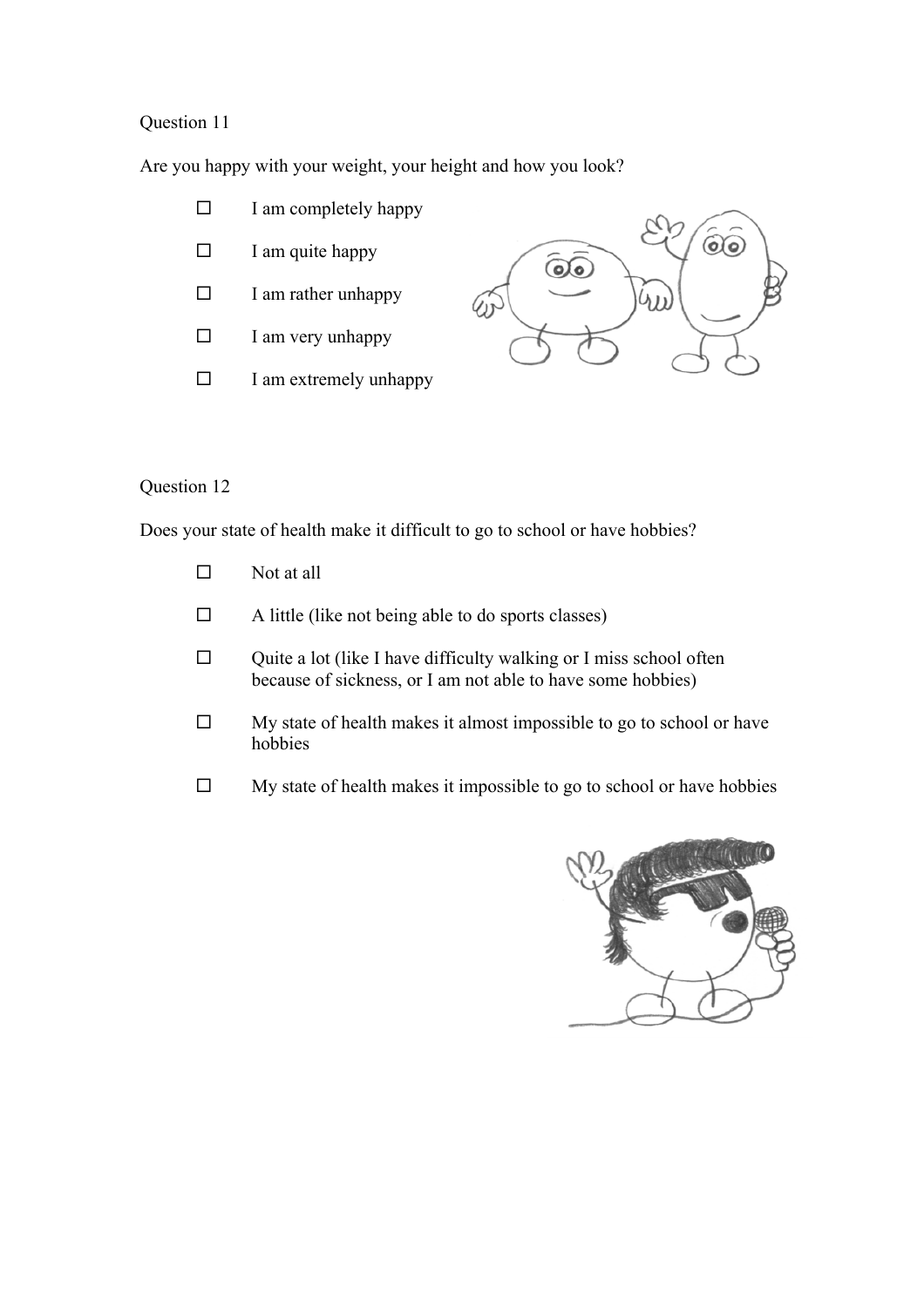Question 11

Are you happy with your weight, your height and how you look?

- ☐ I am completely happy
- ☐ I am quite happy
- ☐ I am rather unhappy
- ☐ I am very unhappy
- ☐ I am extremely unhappy

Question 12

Does your state of health make it difficult to go to school or have hobbies?

- ☐ Not at all
- ☐ A little (like not being able to do sports classes)
- ☐ Quite a lot (like I have difficulty walking or I miss school often because of sickness, or I am not able to have some hobbies)
- ☐ My state of health makes it almost impossible to go to school or have hobbies
- ☐ My state of health makes it impossible to go to school or have hobbies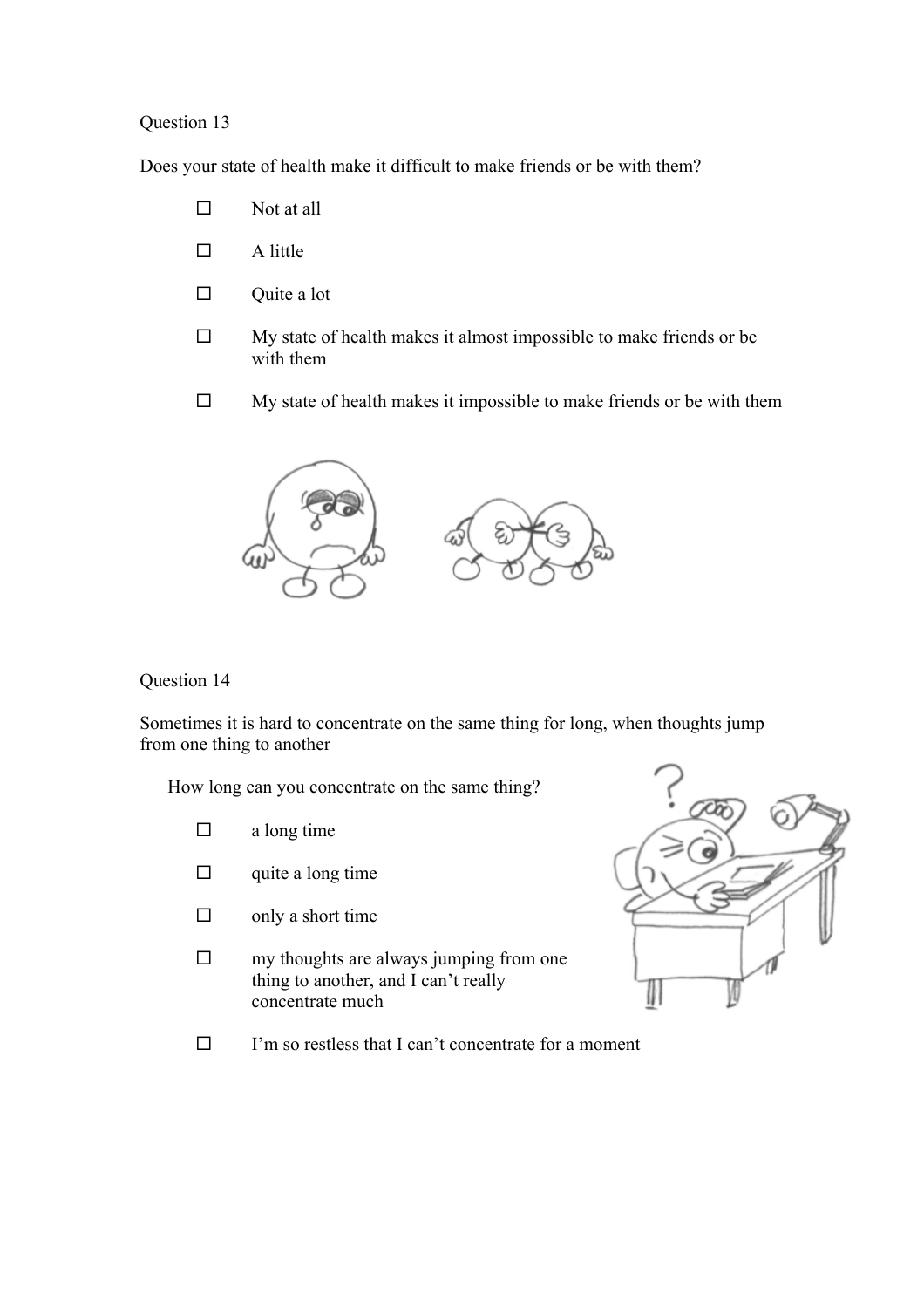Question 13

Does your state of health make it difficult to make friends or be with them?

- ☐ Not at all
- ☐ A little
- ☐ Quite a lot
- ☐ My state of health makes it almost impossible to make friends or be with them
- ☐ My state of health makes it impossible to make friends or be with them

Question 14

Sometimes it is hard to concentrate on the same thing for long, when thoughts jump from one thing to another

How long can you concentrate on the same thing?

- ☐ a long time
- ☐ quite a long time
- ☐ only a short time
- ☐ my thoughts are always jumping from one thing to another, and I can't really concentrate much
- ☐ I'm so restless that I can't concentrate for a moment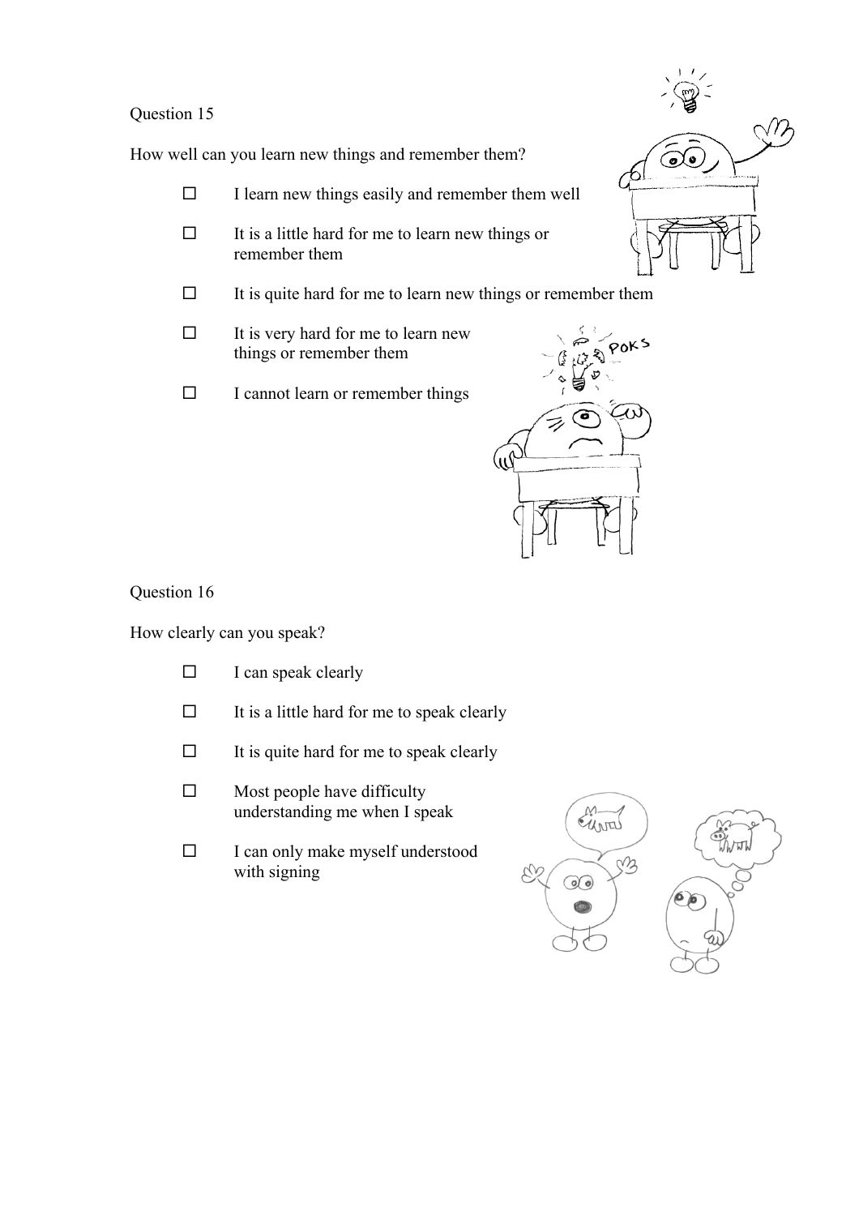Question 15

How well can you learn new things and remember them?

- ☐ I learn new things easily and remember them well
- ☐ It is a little hard for me to learn new things or remember them
- ☐ It is quite hard for me to learn new things or remember them
- ☐ It is very hard for me to learn new things or remember them
- ☐ I cannot learn or remember things

Question 16

How clearly can you speak?

- ☐ I can speak clearly
- ☐ It is a little hard for me to speak clearly
- ☐ It is quite hard for me to speak clearly
- ☐ Most people have difficulty understanding me when I speak
- ☐ I can only make myself understood with signing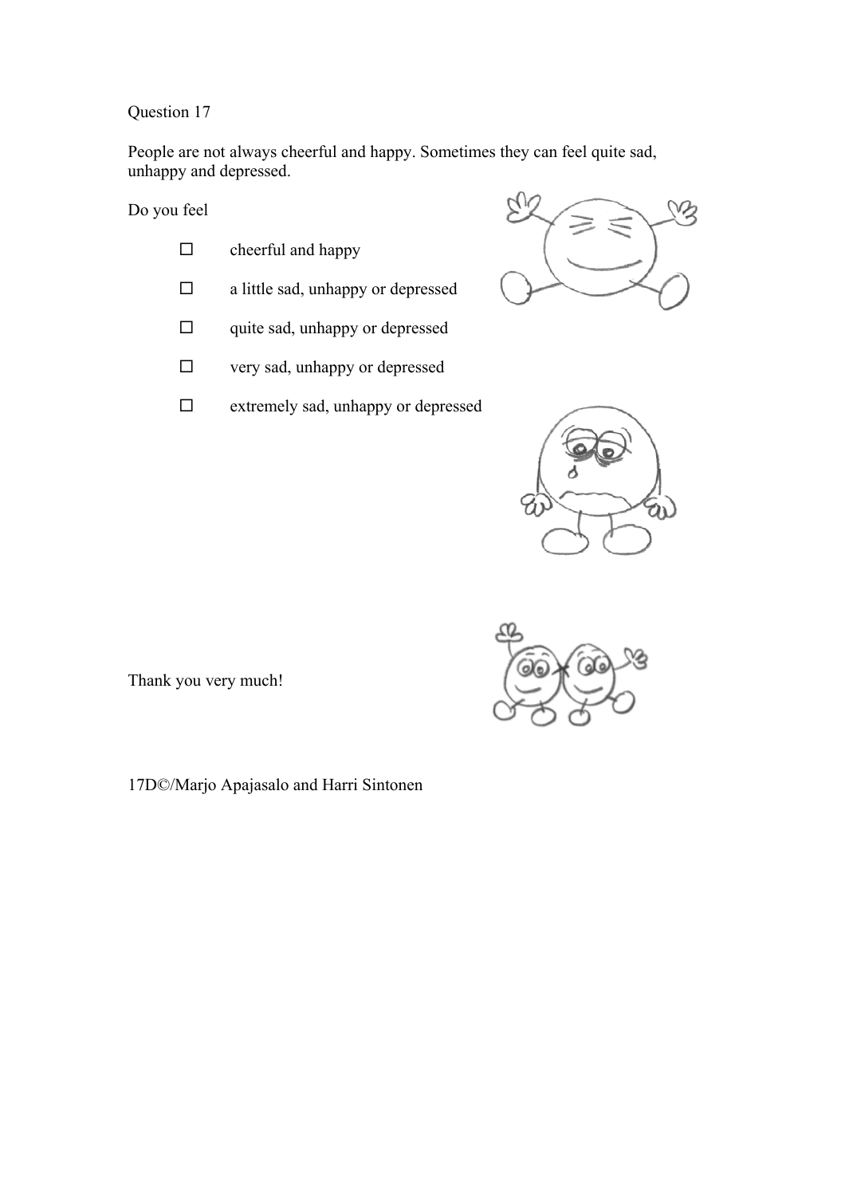Question 17

People are not always cheerful and happy. Sometimes they can feel quite sad, unhappy and depressed.

Do you feel

- ☐ cheerful and happy
- ☐ a little sad, unhappy or depressed
- ☐ quite sad, unhappy or depressed
- ☐ very sad, unhappy or depressed
- ☐ extremely sad, unhappy or depressed

Thank you very much!

17D©/Marjo Apajasalo and Harri Sintonen